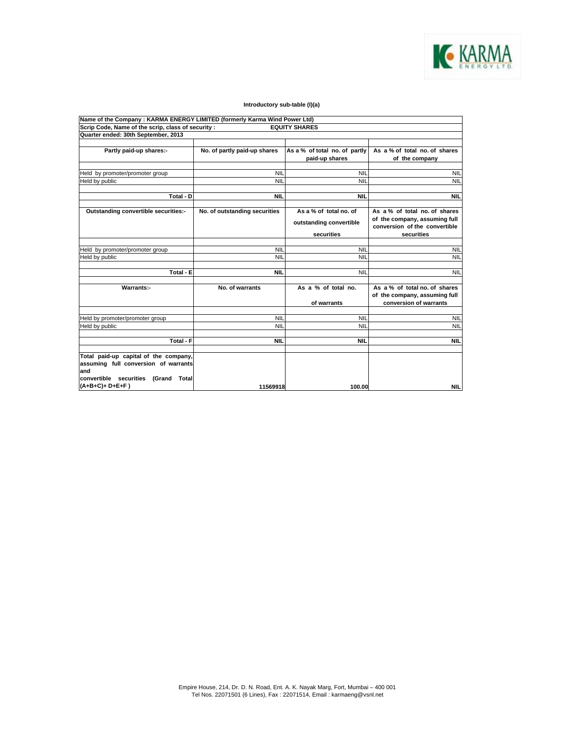### Introductory sub-table (I)(a)

| Name of the Company : KARMA ENERGY LIMITED (formerly Karma Wind Power Ltd) | | | |
|---|---|---|---|
| Scrip Code, Name of the scrip, class of security : | EQUITY SHARES | | |
| Quarter ended: 30th September, 2013 | | | |
| | | | |
| **Partly paid-up shares:-** | **No. of partly paid-up shares** | **As a % of total no. of partly paid-up shares** | **As a % of total no. of shares of the company** |
| Held by promoter/promoter group | NIL | NIL | NIL |
| Held by public | NIL | NIL | NIL |
| **Total - D** | **NIL** | **NIL** | **NIL** |
| **Outstanding convertible securities:-** | **No. of outstanding securities** | **As a % of total no. of outstanding convertible securities** | **As a % of total no. of shares of the company, assuming full conversion of the convertible securities** |
| Held by promoter/promoter group | NIL | NIL | NIL |
| Held by public | NIL | NIL | NIL |
| **Total - E** | **NIL** | NIL | NIL |
| **Warrants:-** | **No. of warrants** | **As a % of total no. of warrants** | **As a % of total no. of shares of the company, assuming full conversion of warrants** |
| Held by promoter/promoter group | NIL | NIL | NIL |
| Held by public | NIL | NIL | NIL |
| **Total - F** | **NIL** | **NIL** | **NIL** |
| **Total paid-up capital of the company, assuming full conversion of warrants and convertible securities (Grand Total (A+B+C)+ D+E+F )** | **11569918** | **100.00** | **NIL** |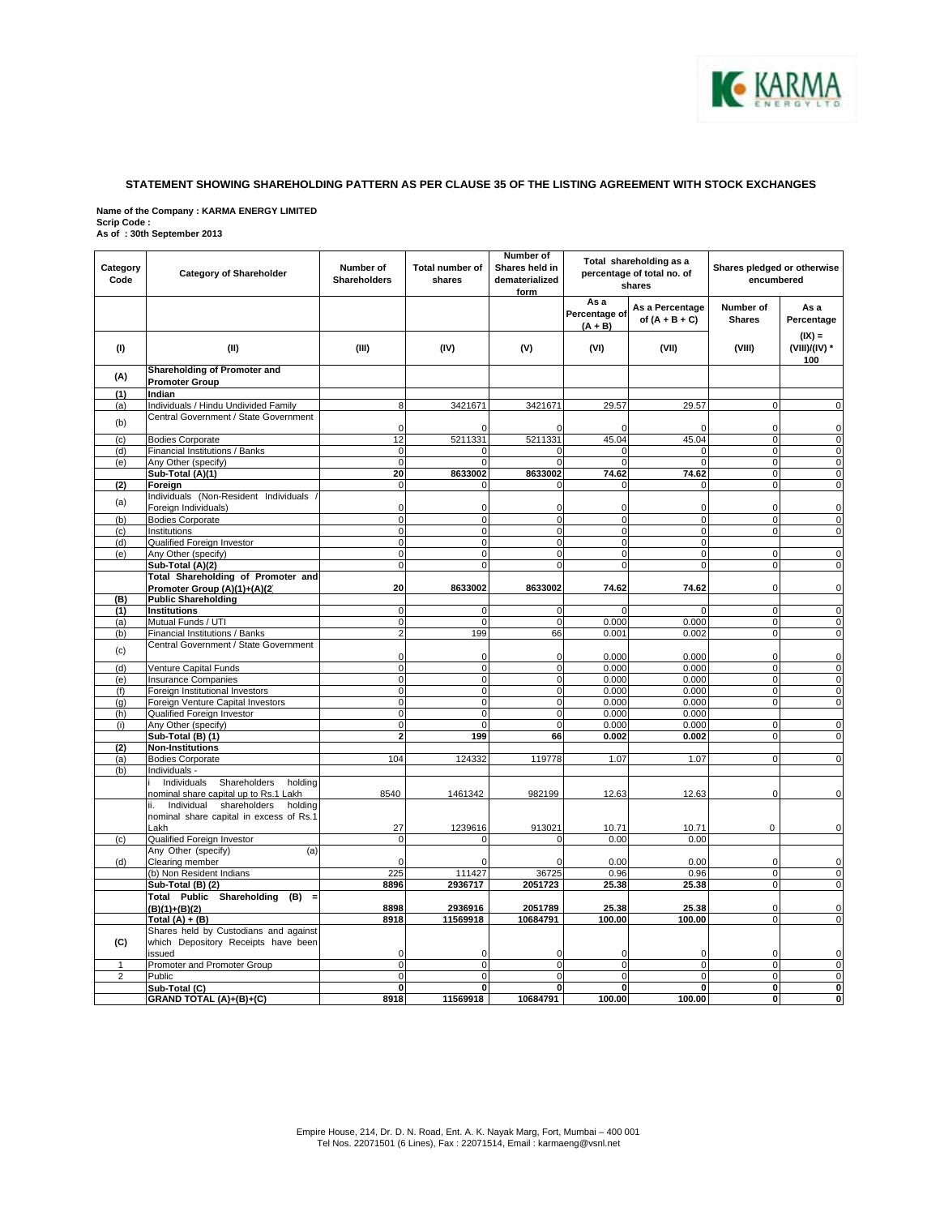### STATEMENT SHOWING SHAREHOLDING PATTERN AS PER CLAUSE 35 OF THE LISTING AGREEMENT WITH STOCK EXCHANGES

**Name of the Company : KARMA ENERGY LIMITED**
**Scrip Code :**
**As of : 30th September 2013**

| Category Code | Category of Shareholder | Number of Shareholders | Total number of shares | Number of Shares held in dematerialized form | Total shareholding as a percentage of total no. of shares | | Shares pledged or otherwise encumbered | |
|---|---|---|---|---|---|---|---|---|
| | | | | | As a Percentage of (A + B) | As a Percentage of (A + B + C) | Number of Shares | As a Percentage |
| (I) | (II) | (III) | (IV) | (V) | (VI) | (VII) | (VIII) | (IX) = (VIII)/(IV) * 100 |
| (A) | **Shareholding of Promoter and Promoter Group** | | | | | | | |
| (1) | **Indian** | | | | | | | |
| (a) | Individuals / Hindu Undivided Family | 8 | 3421671 | 3421671 | 29.57 | 29.57 | 0 | 0 |
| (b) | Central Government / State Government | 0 | 0 | 0 | 0 | 0 | 0 | 0 |
| (c) | Bodies Corporate | 12 | 5211331 | 5211331 | 45.04 | 45.04 | 0 | 0 |
| (d) | Financial Institutions / Banks | 0 | 0 | 0 | 0 | 0 | 0 | 0 |
| (e) | Any Other (specify) | 0 | 0 | 0 | 0 | 0 | 0 | 0 |
| | **Sub-Total (A)(1)** | **20** | **8633002** | **8633002** | **74.62** | **74.62** | 0 | 0 |
| (2) | **Foreign** | 0 | 0 | 0 | 0 | 0 | 0 | 0 |
| (a) | Individuals (Non-Resident Individuals / Foreign Individuals) | 0 | 0 | 0 | 0 | 0 | 0 | 0 |
| (b) | Bodies Corporate | 0 | 0 | 0 | 0 | 0 | 0 | 0 |
| (c) | Institutions | 0 | 0 | 0 | 0 | 0 | 0 | 0 |
| (d) | Qualified Foreign Investor | 0 | 0 | 0 | 0 | 0 | | |
| (e) | Any Other (specify) | 0 | 0 | 0 | 0 | 0 | 0 | 0 |
| | **Sub-Total (A)(2)** | 0 | 0 | 0 | 0 | 0 | 0 | 0 |
| | **Total Shareholding of Promoter and Promoter Group (A)(1)+(A)(2)** | **20** | **8633002** | **8633002** | **74.62** | **74.62** | 0 | 0 |
| (B) | **Public Shareholding** | | | | | | | |
| (1) | **Institutions** | 0 | 0 | 0 | 0 | 0 | 0 | 0 |
| (a) | Mutual Funds / UTI | 0 | 0 | 0 | 0.000 | 0.000 | 0 | 0 |
| (b) | Financial Institutions / Banks | 2 | 199 | 66 | 0.001 | 0.002 | 0 | 0 |
| (c) | Central Government / State Government | 0 | 0 | 0 | 0.000 | 0.000 | 0 | 0 |
| (d) | Venture Capital Funds | 0 | 0 | 0 | 0.000 | 0.000 | 0 | 0 |
| (e) | Insurance Companies | 0 | 0 | 0 | 0.000 | 0.000 | 0 | 0 |
| (f) | Foreign Institutional Investors | 0 | 0 | 0 | 0.000 | 0.000 | 0 | 0 |
| (g) | Foreign Venture Capital Investors | 0 | 0 | 0 | 0.000 | 0.000 | 0 | 0 |
| (h) | Qualified Foreign Investor | 0 | 0 | 0 | 0.000 | 0.000 | | |
| (i) | Any Other (specify) | 0 | 0 | 0 | 0.000 | 0.000 | 0 | 0 |
| | **Sub-Total (B) (1)** | **2** | **199** | **66** | **0.002** | **0.002** | 0 | 0 |
| (2) | **Non-Institutions** | | | | | | | |
| (a) | Bodies Corporate | 104 | 124332 | 119778 | 1.07 | 1.07 | 0 | 0 |
| (b) | Individuals - | | | | | | | |
| | i Individuals Shareholders holding nominal share capital up to Rs.1 Lakh | 8540 | 1461342 | 982199 | 12.63 | 12.63 | 0 | 0 |
| | ii. Individual shareholders holding nominal share capital in excess of Rs.1 Lakh | 27 | 1239616 | 913021 | 10.71 | 10.71 | 0 | 0 |
| (c) | Qualified Foreign Investor | 0 | 0 | 0 | 0.00 | 0.00 | | |
| (d) | Any Other (specify) (a) Clearing member | 0 | 0 | 0 | 0.00 | 0.00 | 0 | 0 |
| | (b) Non Resident Indians | 225 | 111427 | 36725 | 0.96 | 0.96 | 0 | 0 |
| | **Sub-Total (B) (2)** | **8896** | **2936717** | **2051723** | **25.38** | **25.38** | 0 | 0 |
| | **Total Public Shareholding (B) = (B)(1)+(B)(2)** | **8898** | **2936916** | **2051789** | **25.38** | **25.38** | 0 | 0 |
| | **Total (A) + (B)** | **8918** | **11569918** | **10684791** | **100.00** | **100.00** | 0 | 0 |
| (C) | Shares held by Custodians and against which Depository Receipts have been issued | 0 | 0 | 0 | 0 | 0 | 0 | 0 |
| 1 | Promoter and Promoter Group | 0 | 0 | 0 | 0 | 0 | 0 | 0 |
| 2 | Public | 0 | 0 | 0 | 0 | 0 | 0 | 0 |
| | **Sub-Total (C)** | **0** | **0** | **0** | **0** | **0** | **0** | **0** |
| | **GRAND TOTAL (A)+(B)+(C)** | **8918** | **11569918** | **10684791** | **100.00** | **100.00** | **0** | **0** |

Empire House, 214, Dr. D. N. Road, Ent. A. K. Nayak Marg, Fort, Mumbai – 400 001
Tel Nos. 22071501 (6 Lines), Fax : 22071514, Email : karmaeng@vsnl.net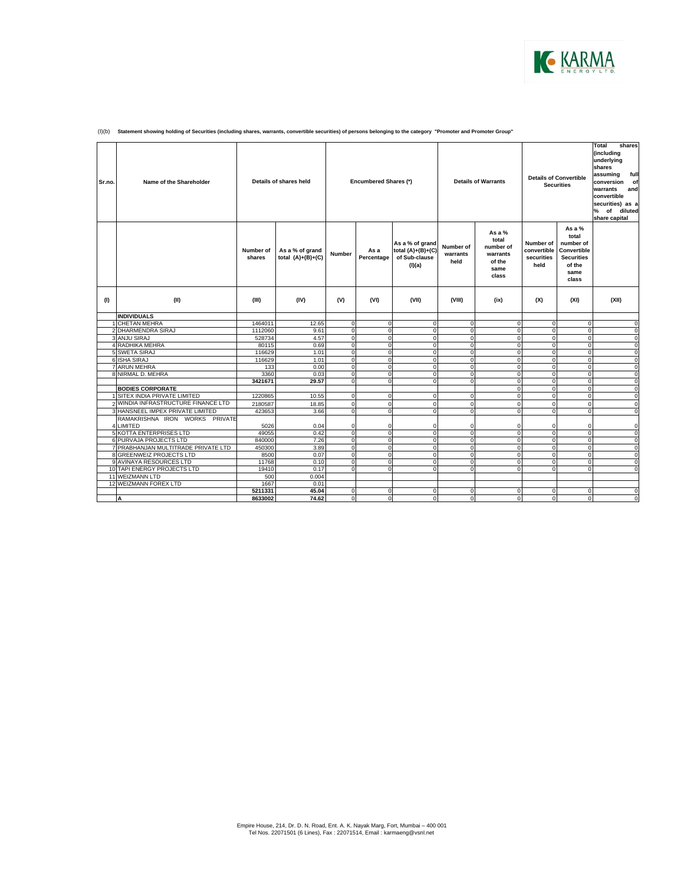(I)(b) **Statement showing holding of Securities (including shares, warrants, convertible securities) of persons belonging to the category "Promoter and Promoter Group"**

| Sr.no. | Name of the Shareholder | Details of shares held | | Encumbered Shares (*) | | | Details of Warrants | | Details of Convertible Securities | | Total shares (including underlying shares assuming full conversion of warrants and convertible securities) as a % of diluted share capital |
|---|---|---|---|---|---|---|---|---|---|---|---|
| | | Number of shares | As a % of grand total (A)+(B)+(C) | Number | As a Percentage | As a % of grand total (A)+(B)+(C) of Sub-clause (I)(a) | Number of warrants held | As a % total number of warrants of the same class | Number of convertible securities held | As a % total number of Convertible Securities of the same class | |
| (I) | (II) | (III) | (IV) | (V) | (VI) | (VII) | (VIII) | (ix) | (X) | (XI) | (XII) |
| | **INDIVIDUALS** | | | | | | | | | | |
| 1 | CHETAN MEHRA | 1464011 | 12.65 | 0 | 0 | 0 | 0 | 0 | 0 | 0 | 0 |
| 2 | DHARMENDRA SIRAJ | 1112060 | 9.61 | 0 | 0 | 0 | 0 | 0 | 0 | 0 | 0 |
| 3 | ANJU SIRAJ | 528734 | 4.57 | 0 | 0 | 0 | 0 | 0 | 0 | 0 | 0 |
| 4 | RADHIKA MEHRA | 80115 | 0.69 | 0 | 0 | 0 | 0 | 0 | 0 | 0 | 0 |
| 5 | SWETA SIRAJ | 116629 | 1.01 | 0 | 0 | 0 | 0 | 0 | 0 | 0 | 0 |
| 6 | ISHA SIRAJ | 116629 | 1.01 | 0 | 0 | 0 | 0 | 0 | 0 | 0 | 0 |
| 7 | ARUN MEHRA | 133 | 0.00 | 0 | 0 | 0 | 0 | 0 | 0 | 0 | 0 |
| 8 | NIRMAL D. MEHRA | 3360 | 0.03 | 0 | 0 | 0 | 0 | 0 | 0 | 0 | 0 |
| | | **3421671** | **29.57** | 0 | 0 | 0 | 0 | 0 | 0 | 0 | 0 |
| | **BODIES CORPORATE** | | | | | | | 0 | 0 | 0 | 0 |
| 1 | SITEX INDIA PRIVATE LIMITED | 1220865 | 10.55 | 0 | 0 | 0 | 0 | 0 | 0 | 0 | 0 |
| 2 | WINDIA INFRASTRUCTURE FINANCE LTD | 2180587 | 18.85 | 0 | 0 | 0 | 0 | 0 | 0 | 0 | 0 |
| 3 | HANSNEEL IMPEX PRIVATE LIMITED | 423653 | 3.66 | 0 | 0 | 0 | 0 | 0 | 0 | 0 | 0 |
| 4 | RAMAKRISHNA IRON WORKS PRIVATE LIMITED | 5026 | 0.04 | 0 | 0 | 0 | 0 | 0 | 0 | 0 | 0 |
| 5 | KOTTA ENTERPRISES LTD | 49055 | 0.42 | 0 | 0 | 0 | 0 | 0 | 0 | 0 | 0 |
| 6 | PURVAJA PROJECTS LTD | 840000 | 7.26 | 0 | 0 | 0 | 0 | 0 | 0 | 0 | 0 |
| 7 | PRABHANJAN MULTITRADE PRIVATE LTD | 450300 | 3.89 | 0 | 0 | 0 | 0 | 0 | 0 | 0 | 0 |
| 8 | GREENWEIZ PROJECTS LTD | 8500 | 0.07 | 0 | 0 | 0 | 0 | 0 | 0 | 0 | 0 |
| 9 | AVINAYA RESOURCES LTD | 11768 | 0.10 | 0 | 0 | 0 | 0 | 0 | 0 | 0 | 0 |
| 10 | TAPI ENERGY PROJECTS LTD | 19410 | 0.17 | 0 | 0 | 0 | 0 | 0 | 0 | 0 | 0 |
| 11 | WEIZMANN LTD | 500 | 0.004 | | | | | | | | |
| 12 | WEIZMANN FOREX LTD | 1667 | 0.01 | | | | | | | | |
| | | **5211331** | **45.04** | 0 | 0 | 0 | 0 | 0 | 0 | 0 | 0 |
| | **A** | **8633002** | **74.62** | 0 | 0 | 0 | 0 | 0 | 0 | 0 | 0 |

Empire House, 214, Dr. D. N. Road, Ent. A. K. Nayak Marg, Fort, Mumbai – 400 001
Tel Nos. 22071501 (6 Lines), Fax : 22071514, Email : karmaeng@vsnl.net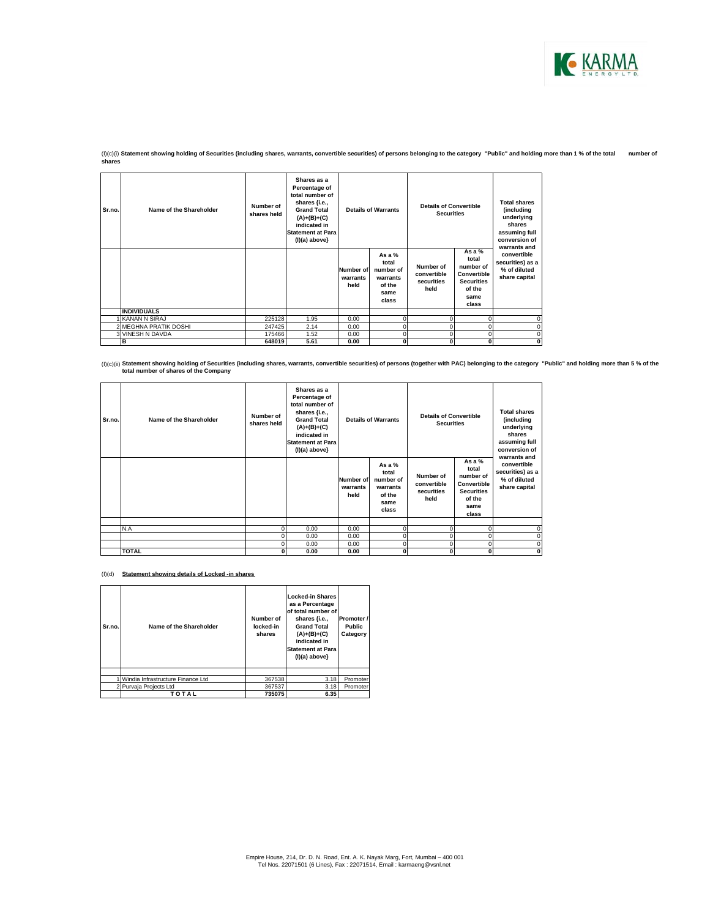(I)(c)(i) **Statement showing holding of Securities (including shares, warrants, convertible securities) of persons belonging to the category "Public" and holding more than 1 % of the total number of shares**

| Sr.no. | Name of the Shareholder | Number of shares held | Shares as a Percentage of total number of shares {i.e., Grand Total (A)+(B)+(C) indicated in Statement at Para (I)(a) above} | Details of Warrants | | Details of Convertible Securities | | Total shares (including underlying shares assuming full conversion of warrants and convertible securities) as a % of diluted share capital |
|---|---|---|---|---|---|---|---|---|
| | | | | Number of warrants held | As a % total number of warrants of the same class | Number of convertible securities held | As a % total number of Convertible Securities of the same class | |
| | **INDIVIDUALS** | | | | | | | |
| 1 | KANAN N SIRAJ | 225128 | 1.95 | 0.00 | 0 | 0 | 0 | 0 |
| 2 | MEGHNA PRATIK DOSHI | 247425 | 2.14 | 0.00 | 0 | 0 | 0 | 0 |
| 3 | VINESH N DAVDA | 175466 | 1.52 | 0.00 | 0 | 0 | 0 | 0 |
| | **B** | **648019** | **5.61** | **0.00** | **0** | **0** | **0** | **0** |

(I)(c)(ii) **Statement showing holding of Securities (including shares, warrants, convertible securities) of persons (together with PAC) belonging to the category "Public" and holding more than 5 % of the total number of shares of the Company**

| Sr.no. | Name of the Shareholder | Number of shares held | Shares as a Percentage of total number of shares {i.e., Grand Total (A)+(B)+(C) indicated in Statement at Para (I)(a) above} | Details of Warrants | | Details of Convertible Securities | | Total shares (including underlying shares assuming full conversion of warrants and convertible securities) as a % of diluted share capital |
|---|---|---|---|---|---|---|---|---|
| | | | | Number of warrants held | As a % total number of warrants of the same class | Number of convertible securities held | As a % total number of Convertible Securities of the same class | |
| | | | | | | | | |
| | N.A | 0 | 0.00 | 0.00 | 0 | 0 | 0 | 0 |
| | | 0 | 0.00 | 0.00 | 0 | 0 | 0 | 0 |
| | | 0 | 0.00 | 0.00 | 0 | 0 | 0 | 0 |
| | **TOTAL** | **0** | **0.00** | **0.00** | **0** | **0** | **0** | **0** |

(I)(d) **Statement showing details of Locked -in shares**

| Sr.no. | Name of the Shareholder | Number of locked-in shares | Locked-in Shares as a Percentage of total number of shares {i.e., Grand Total (A)+(B)+(C) indicated in Statement at Para (I)(a) above} | Promoter / Public Category |
|---|---|---|---|---|
| | | | | |
| 1 | Windia Infrastructure Finance Ltd | 367538 | 3.18 | Promoter |
| 2 | Purvaja Projects Ltd | 367537 | 3.18 | Promoter |
| | **T O T A L** | **735075** | **6.35** | |

Empire House, 214, Dr. D. N. Road, Ent. A. K. Nayak Marg, Fort, Mumbai – 400 001
Tel Nos. 22071501 (6 Lines), Fax : 22071514, Email : karmaeng@vsnl.net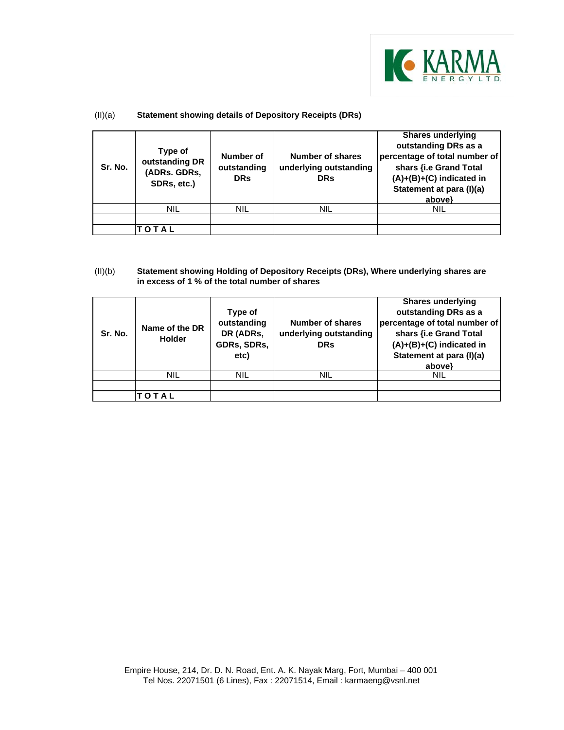(II)(a) **Statement showing details of Depository Receipts (DRs)**

| Sr. No. | Type of outstanding DR (ADRs. GDRs, SDRs, etc.) | Number of outstanding DRs | Number of shares underlying outstanding DRs | Shares underlying outstanding DRs as a percentage of total number of shars {i.e Grand Total (A)+(B)+(C) indicated in Statement at para (I)(a) above} |
|---|---|---|---|---|
| | NIL | NIL | NIL | NIL |
| | | | | |
| | **TOTAL** | | | |

(II)(b) **Statement showing Holding of Depository Receipts (DRs), Where underlying shares are in excess of 1 % of the total number of shares**

| Sr. No. | Name of the DR Holder | Type of outstanding DR (ADRs, GDRs, SDRs, etc) | Number of shares underlying outstanding DRs | Shares underlying outstanding DRs as a percentage of total number of shars {i.e Grand Total (A)+(B)+(C) indicated in Statement at para (I)(a) above} |
|---|---|---|---|---|
| | NIL | NIL | NIL | NIL |
| | | | | |
| | **TOTAL** | | | |

Empire House, 214, Dr. D. N. Road, Ent. A. K. Nayak Marg, Fort, Mumbai – 400 001
Tel Nos. 22071501 (6 Lines), Fax : 22071514, Email : karmaeng@vsnl.net